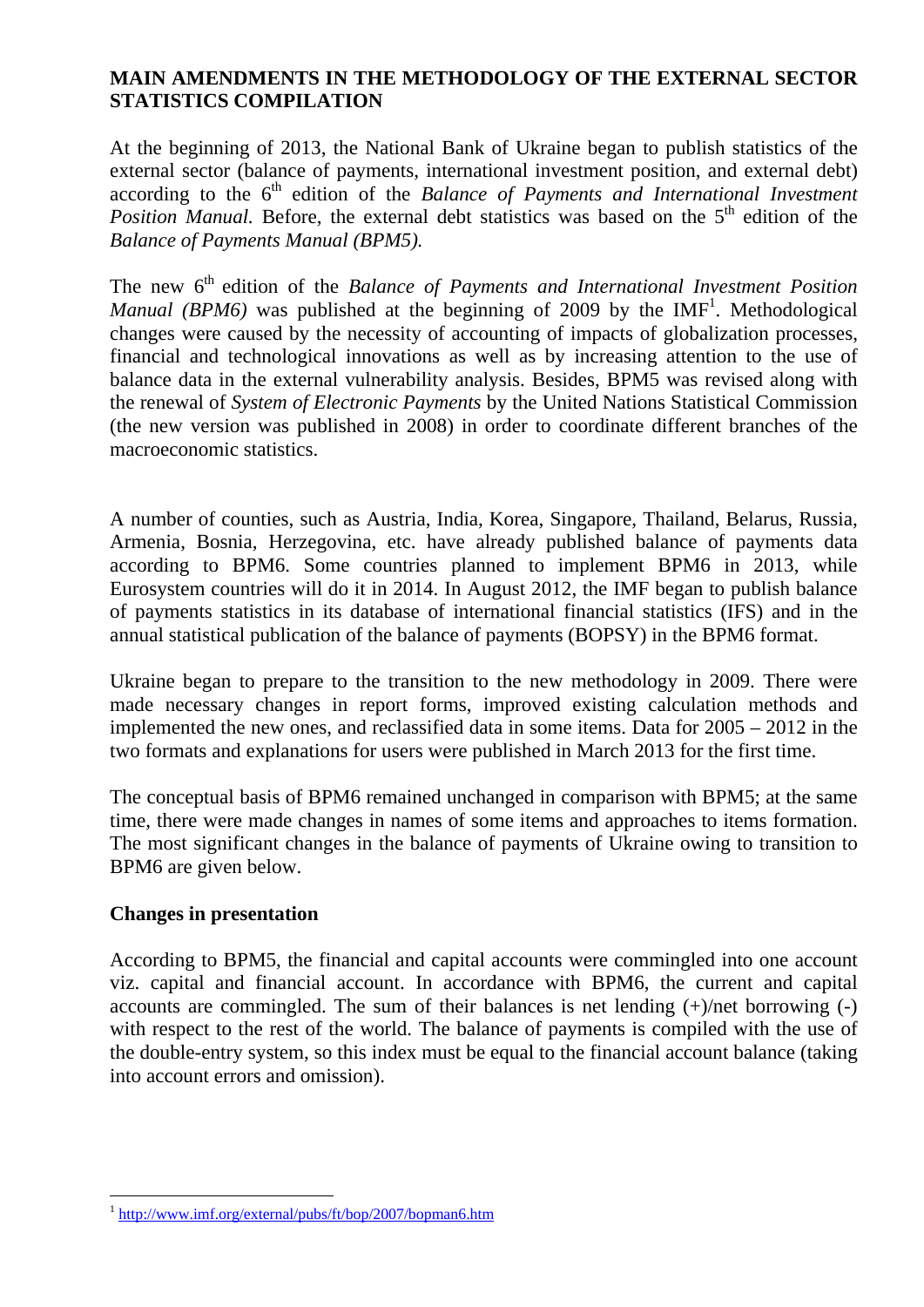# MAIN AMENDMENTS IN THE METHODOLOGY OF THE EXTERNAL SECTOR STATISTICS COMPILATION

At the beginning of 2013, the National Bank of Ukraine began to publish statistics of the external sector (balance of payments, international investment position, and external debt) according to the 6th edition of the *Balance of Payments and International Investment Position Manual.* Before, the external debt statistics was based on the 5th edition of the *Balance of Payments Manual (BPM5).*

The new 6th edition of the *Balance of Payments and International Investment Position Manual (BPM6)* was published at the beginning of 2009 by the IMF[1]. Methodological changes were caused by the necessity of accounting of impacts of globalization processes, financial and technological innovations as well as by increasing attention to the use of balance data in the external vulnerability analysis. Besides, BPM5 was revised along with the renewal of *System of Electronic Payments* by the United Nations Statistical Commission (the new version was published in 2008) in order to coordinate different branches of the macroeconomic statistics.

A number of counties, such as Austria, India, Korea, Singapore, Thailand, Belarus, Russia, Armenia, Bosnia, Herzegovina, etc. have already published balance of payments data according to BPM6. Some countries planned to implement BPM6 in 2013, while Eurosystem countries will do it in 2014. In August 2012, the IMF began to publish balance of payments statistics in its database of international financial statistics (IFS) and in the annual statistical publication of the balance of payments (BOPSY) in the BPM6 format.

Ukraine began to prepare to the transition to the new methodology in 2009. There were made necessary changes in report forms, improved existing calculation methods and implemented the new ones, and reclassified data in some items. Data for 2005 – 2012 in the two formats and explanations for users were published in March 2013 for the first time.

The conceptual basis of BPM6 remained unchanged in comparison with BPM5; at the same time, there were made changes in names of some items and approaches to items formation. The most significant changes in the balance of payments of Ukraine owing to transition to BPM6 are given below.

## Changes in presentation

According to BPM5, the financial and capital accounts were commingled into one account viz. capital and financial account. In accordance with BPM6, the current and capital accounts are commingled. The sum of their balances is net lending (+)/net borrowing (-) with respect to the rest of the world. The balance of payments is compiled with the use of the double-entry system, so this index must be equal to the financial account balance (taking into account errors and omission).

[1] http://www.imf.org/external/pubs/ft/bop/2007/bopman6.htm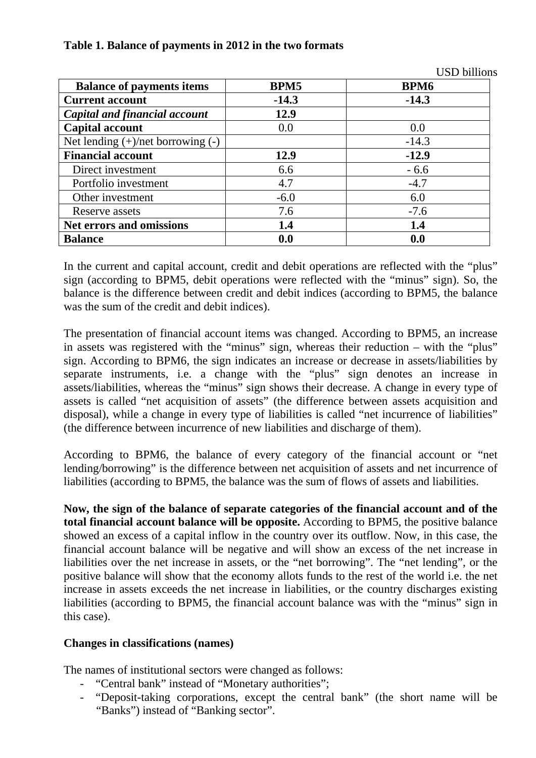**Table 1. Balance of payments in 2012 in the two formats**

USD billions

| Balance of payments items | BPM5 | BPM6 |
|---|---|---|
| **Current account** | **-14.3** | **-14.3** |
| ***Capital and financial account*** | **12.9** | |
| **Capital account** | 0.0 | 0.0 |
| Net lending (+)/net borrowing (-) | | -14.3 |
| **Financial account** | **12.9** | **-12.9** |
| Direct investment | 6.6 | - 6.6 |
| Portfolio investment | 4.7 | -4.7 |
| Other investment | -6.0 | 6.0 |
| Reserve assets | 7.6 | -7.6 |
| **Net errors and omissions** | **1.4** | **1.4** |
| **Balance** | **0.0** | **0.0** |

In the current and capital account, credit and debit operations are reflected with the "plus" sign (according to BPM5, debit operations were reflected with the "minus" sign). So, the balance is the difference between credit and debit indices (according to BPM5, the balance was the sum of the credit and debit indices).

The presentation of financial account items was changed. According to BPM5, an increase in assets was registered with the "minus" sign, whereas their reduction – with the "plus" sign. According to BPM6, the sign indicates an increase or decrease in assets/liabilities by separate instruments, i.e. a change with the "plus" sign denotes an increase in assets/liabilities, whereas the "minus" sign shows their decrease. A change in every type of assets is called "net acquisition of assets" (the difference between assets acquisition and disposal), while a change in every type of liabilities is called "net incurrence of liabilities" (the difference between incurrence of new liabilities and discharge of them).

According to BPM6, the balance of every category of the financial account or "net lending/borrowing" is the difference between net acquisition of assets and net incurrence of liabilities (according to BPM5, the balance was the sum of flows of assets and liabilities.

**Now, the sign of the balance of separate categories of the financial account and of the total financial account balance will be opposite.** According to BPM5, the positive balance showed an excess of a capital inflow in the country over its outflow. Now, in this case, the financial account balance will be negative and will show an excess of the net increase in liabilities over the net increase in assets, or the "net borrowing". The "net lending", or the positive balance will show that the economy allots funds to the rest of the world i.e. the net increase in assets exceeds the net increase in liabilities, or the country discharges existing liabilities (according to BPM5, the financial account balance was with the "minus" sign in this case).

**Changes in classifications (names)**

The names of institutional sectors were changed as follows:

- "Central bank" instead of "Monetary authorities";
- "Deposit-taking corporations, except the central bank" (the short name will be "Banks") instead of "Banking sector".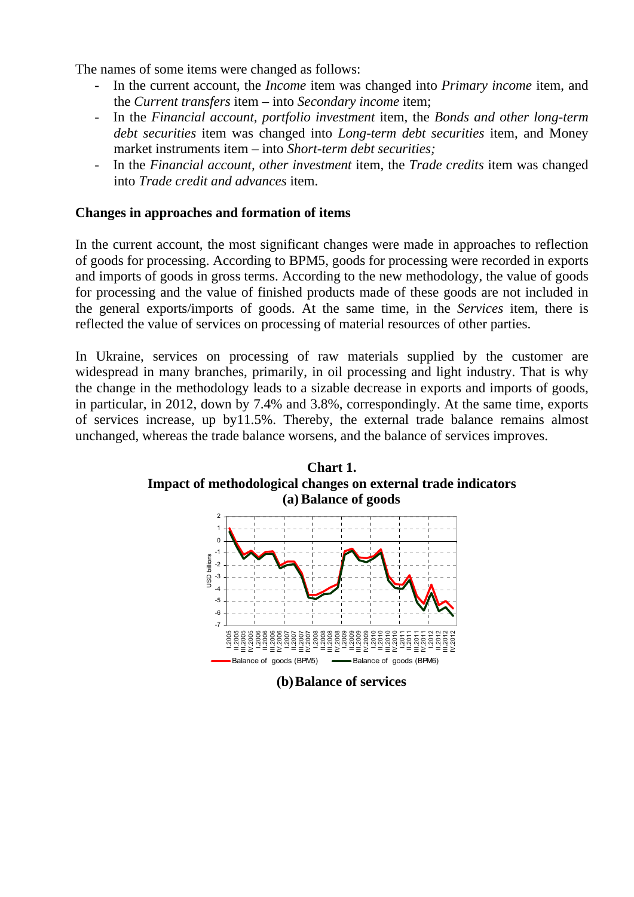The names of some items were changed as follows:

- In the current account, the *Income* item was changed into *Primary income* item, and the *Current transfers* item – into *Secondary income* item;
- In the *Financial account, portfolio investment* item, the *Bonds and other long-term debt securities* item was changed into *Long-term debt securities* item, and Money market instruments item – into *Short-term debt securities;*
- In the *Financial account, other investment* item, the *Trade credits* item was changed into *Trade credit and advances* item.

**Changes in approaches and formation of items**

In the current account, the most significant changes were made in approaches to reflection of goods for processing. According to BPM5, goods for processing were recorded in exports and imports of goods in gross terms. According to the new methodology, the value of goods for processing and the value of finished products made of these goods are not included in the general exports/imports of goods. At the same time, in the *Services* item, there is reflected the value of services on processing of material resources of other parties.

In Ukraine, services on processing of raw materials supplied by the customer are widespread in many branches, primarily, in oil processing and light industry. That is why the change in the methodology leads to a sizable decrease in exports and imports of goods, in particular, in 2012, down by 7.4% and 3.8%, correspondingly. At the same time, exports of services increase, up by11.5%. Thereby, the external trade balance remains almost unchanged, whereas the trade balance worsens, and the balance of services improves.

**Chart 1.**
**Impact of methodological changes on external trade indicators**
**(a) Balance of goods**

**(b) Balance of services**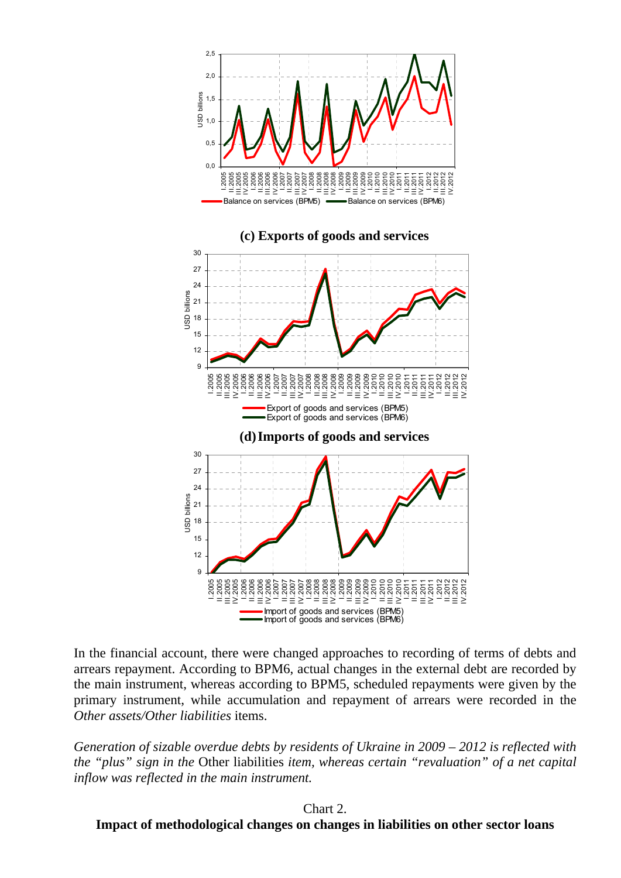**(c) Exports of goods and services**

**(d) Imports of goods and services**

In the financial account, there were changed approaches to recording of terms of debts and arrears repayment. According to BPM6, actual changes in the external debt are recorded by the main instrument, whereas according to BPM5, scheduled repayments were given by the primary instrument, while accumulation and repayment of arrears were recorded in the *Other assets/Other liabilities* items.

*Generation of sizable overdue debts by residents of Ukraine in 2009 – 2012 is reflected with the "plus" sign in the* Other liabilities *item, whereas certain "revaluation" of a net capital inflow was reflected in the main instrument.*

Chart 2.

**Impact of methodological changes on changes in liabilities on other sector loans**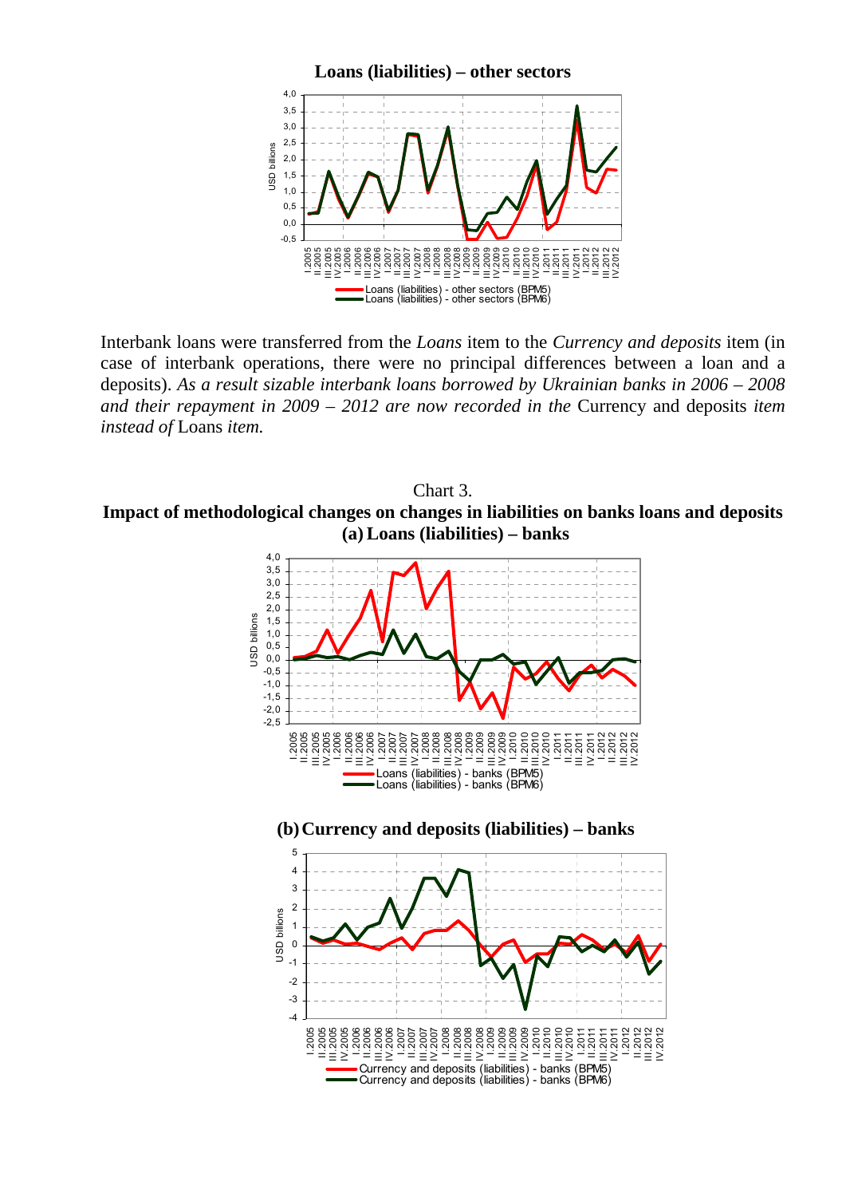**Loans (liabilities) – other sectors**

USD billions

4,0
3,5
3,0
2,5
2,0
1,5
1,0
0,5
0,0
-0,5

I.2005 II.2005 III.2005 IV.2005 I.2006 II.2006 III.2006 IV.2006 I.2007 II.2007 III.2007 IV.2007 I.2008 II.2008 III.2008 IV.2008 I.2009 II.2009 III.2009 IV.2009 I.2010 II.2010 III.2010 IV.2010 I.2011 II.2011 III.2011 IV.2011 I.2012 II.2012 III.2012 IV.2012

Loans (liabilities) - other sectors (BPM5)
Loans (liabilities) - other sectors (BPM6)

Interbank loans were transferred from the *Loans* item to the *Currency and deposits* item (in case of interbank operations, there were no principal differences between a loan and a deposits). *As a result sizable interbank loans borrowed by Ukrainian banks in 2006 – 2008 and their repayment in 2009 – 2012 are now recorded in the* Currency and deposits *item instead of* Loans *item.*

Chart 3.

**Impact of methodological changes on changes in liabilities on banks loans and deposits**

**(a) Loans (liabilities) – banks**

USD billions

4,0
3,5
3,0
2,5
2,0
1,5
1,0
0,5
0,0
-0,5
-1,0
-1,5
-2,0
-2,5

I.2005 II.2005 III.2005 IV.2005 I.2006 II.2006 III.2006 IV.2006 I.2007 II.2007 III.2007 IV.2007 I.2008 II.2008 III.2008 IV.2008 I.2009 II.2009 III.2009 IV.2009 I.2010 II.2010 III.2010 IV.2010 I.2011 II.2011 III.2011 IV.2011 I.2012 II.2012 III.2012 IV.2012

Loans (liabilities) - banks (BPM5)
Loans (liabilities) - banks (BPM6)

**(b) Currency and deposits (liabilities) – banks**

USD billions

5
4
3
2
1
0
-1
-2
-3
-4

I.2005 II.2005 III.2005 IV.2005 I.2006 II.2006 III.2006 IV.2006 I.2007 II.2007 III.2007 IV.2007 I.2008 II.2008 III.2008 IV.2008 I.2009 II.2009 III.2009 IV.2009 I.2010 II.2010 III.2010 IV.2010 I.2011 II.2011 III.2011 IV.2011 I.2012 II.2012 III.2012 IV.2012

Currency and deposits (liabilities) - banks (BPM5)
Currency and deposits (liabilities) - banks (BPM6)